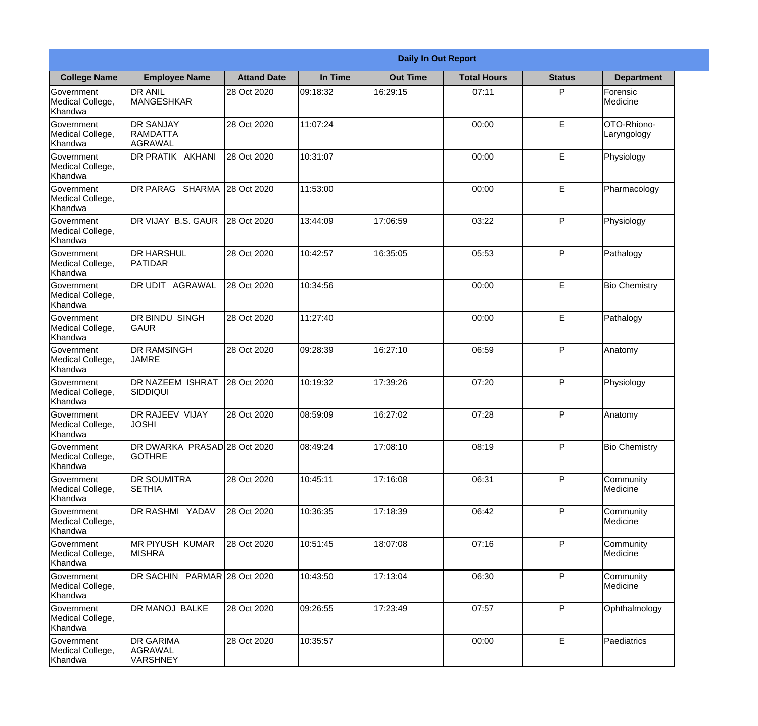**Daily In Out Report**

| College Name | Employee Name | Attand Date | In Time | Out Time | Total Hours | Status | Department |
|---|---|---|---|---|---|---|---|
| Government Medical College, Khandwa | DR ANIL MANGESHKAR | 28 Oct 2020 | 09:18:32 | 16:29:15 | 07:11 | P | Forensic Medicine |
| Government Medical College, Khandwa | DR SANJAY RAMDATTA AGRAWAL | 28 Oct 2020 | 11:07:24 | | 00:00 | E | OTO-Rhiono-Laryngology |
| Government Medical College, Khandwa | DR PRATIK AKHANI | 28 Oct 2020 | 10:31:07 | | 00:00 | E | Physiology |
| Government Medical College, Khandwa | DR PARAG SHARMA | 28 Oct 2020 | 11:53:00 | | 00:00 | E | Pharmacology |
| Government Medical College, Khandwa | DR VIJAY B.S. GAUR | 28 Oct 2020 | 13:44:09 | 17:06:59 | 03:22 | P | Physiology |
| Government Medical College, Khandwa | DR HARSHUL PATIDAR | 28 Oct 2020 | 10:42:57 | 16:35:05 | 05:53 | P | Pathalogy |
| Government Medical College, Khandwa | DR UDIT AGRAWAL | 28 Oct 2020 | 10:34:56 | | 00:00 | E | Bio Chemistry |
| Government Medical College, Khandwa | DR BINDU SINGH GAUR | 28 Oct 2020 | 11:27:40 | | 00:00 | E | Pathalogy |
| Government Medical College, Khandwa | DR RAMSINGH JAMRE | 28 Oct 2020 | 09:28:39 | 16:27:10 | 06:59 | P | Anatomy |
| Government Medical College, Khandwa | DR NAZEEM ISHRAT SIDDIQUI | 28 Oct 2020 | 10:19:32 | 17:39:26 | 07:20 | P | Physiology |
| Government Medical College, Khandwa | DR RAJEEV VIJAY JOSHI | 28 Oct 2020 | 08:59:09 | 16:27:02 | 07:28 | P | Anatomy |
| Government Medical College, Khandwa | DR DWARKA PRASAD GOTHRE | 28 Oct 2020 | 08:49:24 | 17:08:10 | 08:19 | P | Bio Chemistry |
| Government Medical College, Khandwa | DR SOUMITRA SETHIA | 28 Oct 2020 | 10:45:11 | 17:16:08 | 06:31 | P | Community Medicine |
| Government Medical College, Khandwa | DR RASHMI YADAV | 28 Oct 2020 | 10:36:35 | 17:18:39 | 06:42 | P | Community Medicine |
| Government Medical College, Khandwa | MR PIYUSH KUMAR MISHRA | 28 Oct 2020 | 10:51:45 | 18:07:08 | 07:16 | P | Community Medicine |
| Government Medical College, Khandwa | DR SACHIN PARMAR | 28 Oct 2020 | 10:43:50 | 17:13:04 | 06:30 | P | Community Medicine |
| Government Medical College, Khandwa | DR MANOJ BALKE | 28 Oct 2020 | 09:26:55 | 17:23:49 | 07:57 | P | Ophthalmology |
| Government Medical College, Khandwa | DR GARIMA AGRAWAL VARSHNEY | 28 Oct 2020 | 10:35:57 | | 00:00 | E | Paediatrics |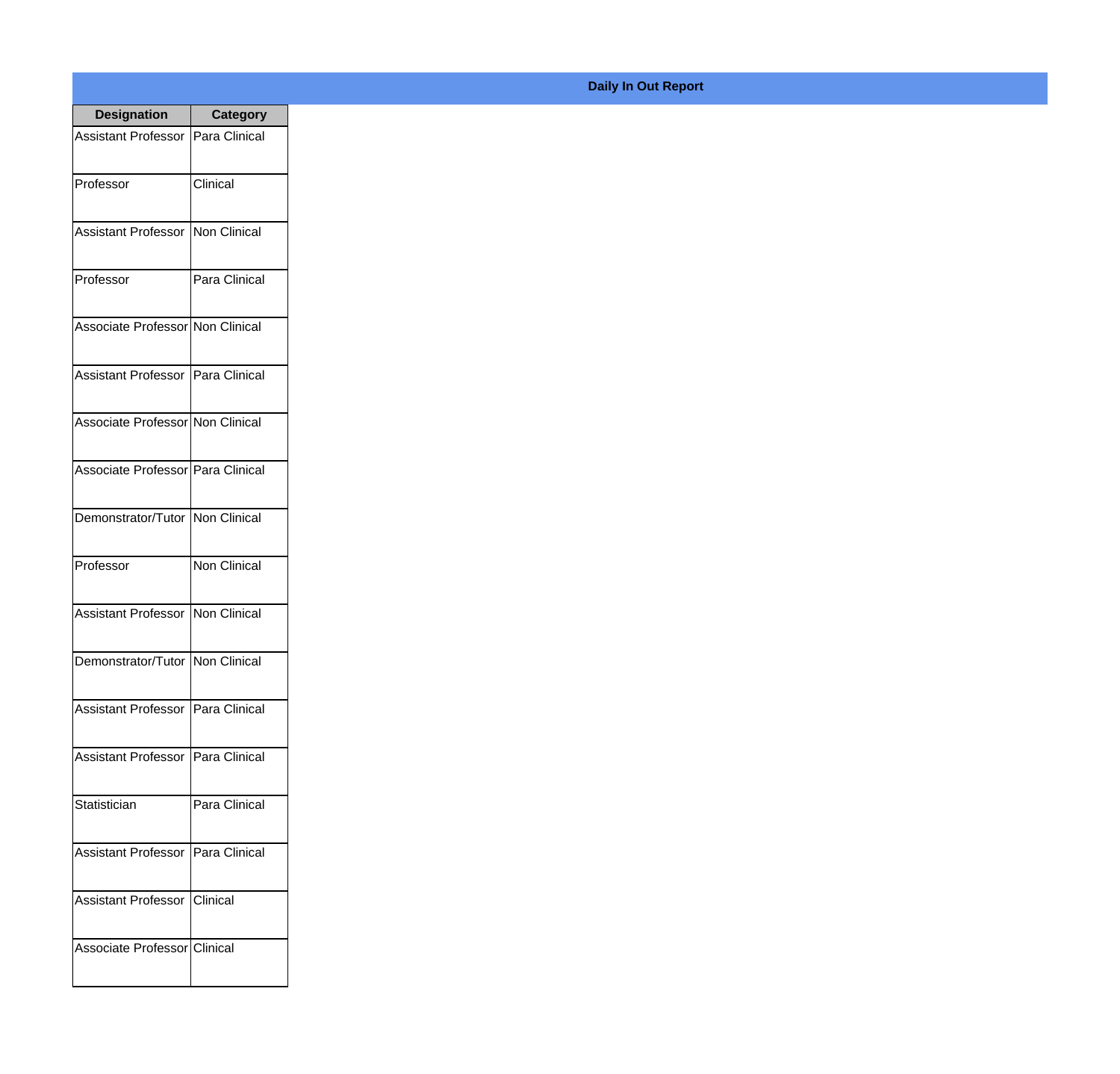## Daily In Out Report

| Designation | Category |
|---|---|
| Assistant Professor | Para Clinical |
| Professor | Clinical |
| Assistant Professor | Non Clinical |
| Professor | Para Clinical |
| Associate Professor | Non Clinical |
| Assistant Professor | Para Clinical |
| Associate Professor | Non Clinical |
| Associate Professor | Para Clinical |
| Demonstrator/Tutor | Non Clinical |
| Professor | Non Clinical |
| Assistant Professor | Non Clinical |
| Demonstrator/Tutor | Non Clinical |
| Assistant Professor | Para Clinical |
| Assistant Professor | Para Clinical |
| Statistician | Para Clinical |
| Assistant Professor | Para Clinical |
| Assistant Professor | Clinical |
| Associate Professor | Clinical |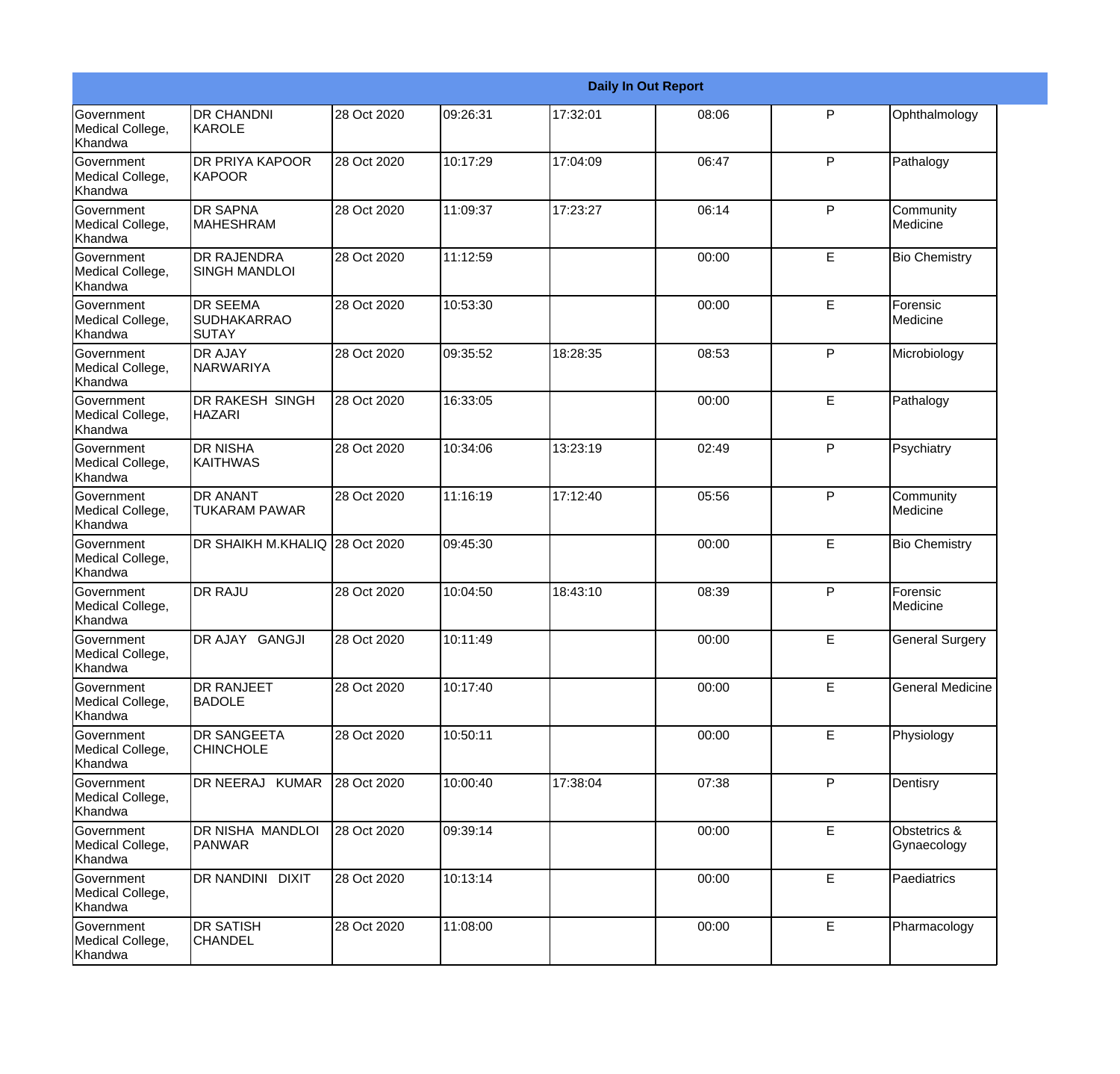| Daily In Out Report | | | | | | | |
|---|---|---|---|---|---|---|---|
| Government Medical College, Khandwa | DR CHANDNI KAROLE | 28 Oct 2020 | 09:26:31 | 17:32:01 | 08:06 | P | Ophthalmology |
| Government Medical College, Khandwa | DR PRIYA KAPOOR KAPOOR | 28 Oct 2020 | 10:17:29 | 17:04:09 | 06:47 | P | Pathalogy |
| Government Medical College, Khandwa | DR SAPNA MAHESHRAM | 28 Oct 2020 | 11:09:37 | 17:23:27 | 06:14 | P | Community Medicine |
| Government Medical College, Khandwa | DR RAJENDRA SINGH MANDLOI | 28 Oct 2020 | 11:12:59 | | 00:00 | E | Bio Chemistry |
| Government Medical College, Khandwa | DR SEEMA SUDHAKARRAO SUTAY | 28 Oct 2020 | 10:53:30 | | 00:00 | E | Forensic Medicine |
| Government Medical College, Khandwa | DR AJAY NARWARIYA | 28 Oct 2020 | 09:35:52 | 18:28:35 | 08:53 | P | Microbiology |
| Government Medical College, Khandwa | DR RAKESH SINGH HAZARI | 28 Oct 2020 | 16:33:05 | | 00:00 | E | Pathalogy |
| Government Medical College, Khandwa | DR NISHA KAITHWAS | 28 Oct 2020 | 10:34:06 | 13:23:19 | 02:49 | P | Psychiatry |
| Government Medical College, Khandwa | DR ANANT TUKARAM PAWAR | 28 Oct 2020 | 11:16:19 | 17:12:40 | 05:56 | P | Community Medicine |
| Government Medical College, Khandwa | DR SHAIKH M.KHALIQ | 28 Oct 2020 | 09:45:30 | | 00:00 | E | Bio Chemistry |
| Government Medical College, Khandwa | DR RAJU | 28 Oct 2020 | 10:04:50 | 18:43:10 | 08:39 | P | Forensic Medicine |
| Government Medical College, Khandwa | DR AJAY GANGJI | 28 Oct 2020 | 10:11:49 | | 00:00 | E | General Surgery |
| Government Medical College, Khandwa | DR RANJEET BADOLE | 28 Oct 2020 | 10:17:40 | | 00:00 | E | General Medicine |
| Government Medical College, Khandwa | DR SANGEETA CHINCHOLE | 28 Oct 2020 | 10:50:11 | | 00:00 | E | Physiology |
| Government Medical College, Khandwa | DR NEERAJ KUMAR | 28 Oct 2020 | 10:00:40 | 17:38:04 | 07:38 | P | Dentisry |
| Government Medical College, Khandwa | DR NISHA MANDLOI PANWAR | 28 Oct 2020 | 09:39:14 | | 00:00 | E | Obstetrics & Gynaecology |
| Government Medical College, Khandwa | DR NANDINI DIXIT | 28 Oct 2020 | 10:13:14 | | 00:00 | E | Paediatrics |
| Government Medical College, Khandwa | DR SATISH CHANDEL | 28 Oct 2020 | 11:08:00 | | 00:00 | E | Pharmacology |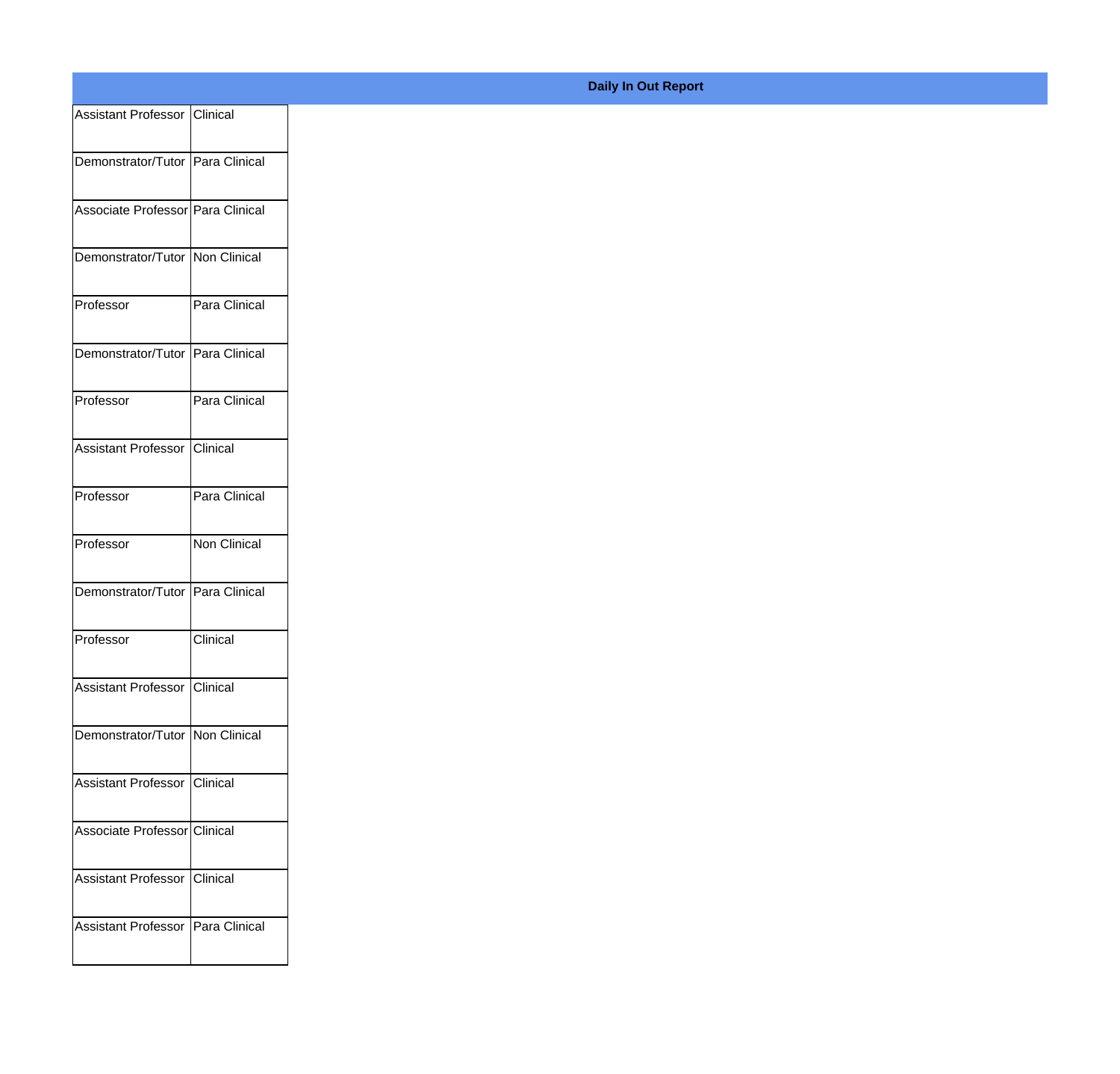# Daily In Out Report

| | |
|---|---|
| Assistant Professor | Clinical |
| Demonstrator/Tutor | Para Clinical |
| Associate Professor | Para Clinical |
| Demonstrator/Tutor | Non Clinical |
| Professor | Para Clinical |
| Demonstrator/Tutor | Para Clinical |
| Professor | Para Clinical |
| Assistant Professor | Clinical |
| Professor | Para Clinical |
| Professor | Non Clinical |
| Demonstrator/Tutor | Para Clinical |
| Professor | Clinical |
| Assistant Professor | Clinical |
| Demonstrator/Tutor | Non Clinical |
| Assistant Professor | Clinical |
| Associate Professor | Clinical |
| Assistant Professor | Clinical |
| Assistant Professor | Para Clinical |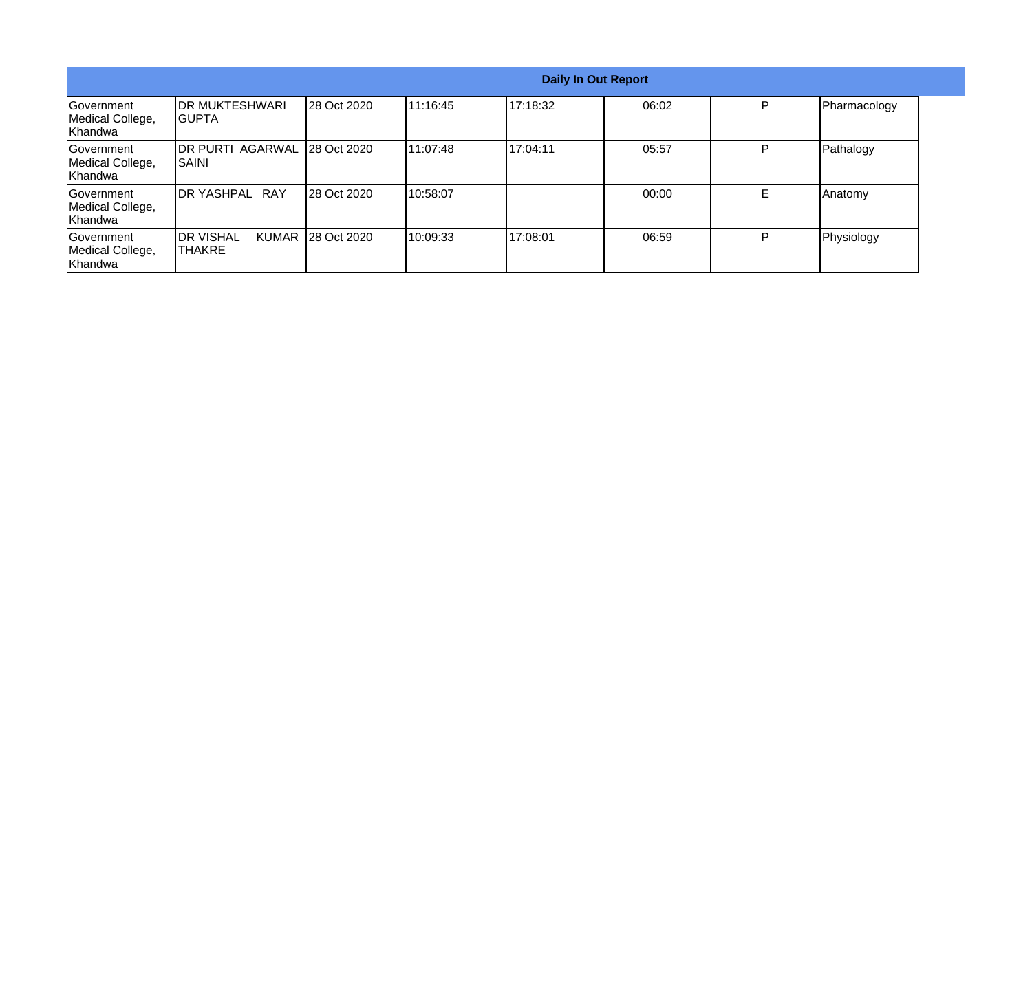| Daily In Out Report | | | | | | | |
|---|---|---|---|---|---|---|---|
| Government Medical College, Khandwa | DR MUKTESHWARI GUPTA | 28 Oct 2020 | 11:16:45 | 17:18:32 | 06:02 | P | Pharmacology |
| Government Medical College, Khandwa | DR PURTI AGARWAL SAINI | 28 Oct 2020 | 11:07:48 | 17:04:11 | 05:57 | P | Pathalogy |
| Government Medical College, Khandwa | DR YASHPAL RAY | 28 Oct 2020 | 10:58:07 | | 00:00 | E | Anatomy |
| Government Medical College, Khandwa | DR VISHAL KUMAR THAKRE | 28 Oct 2020 | 10:09:33 | 17:08:01 | 06:59 | P | Physiology |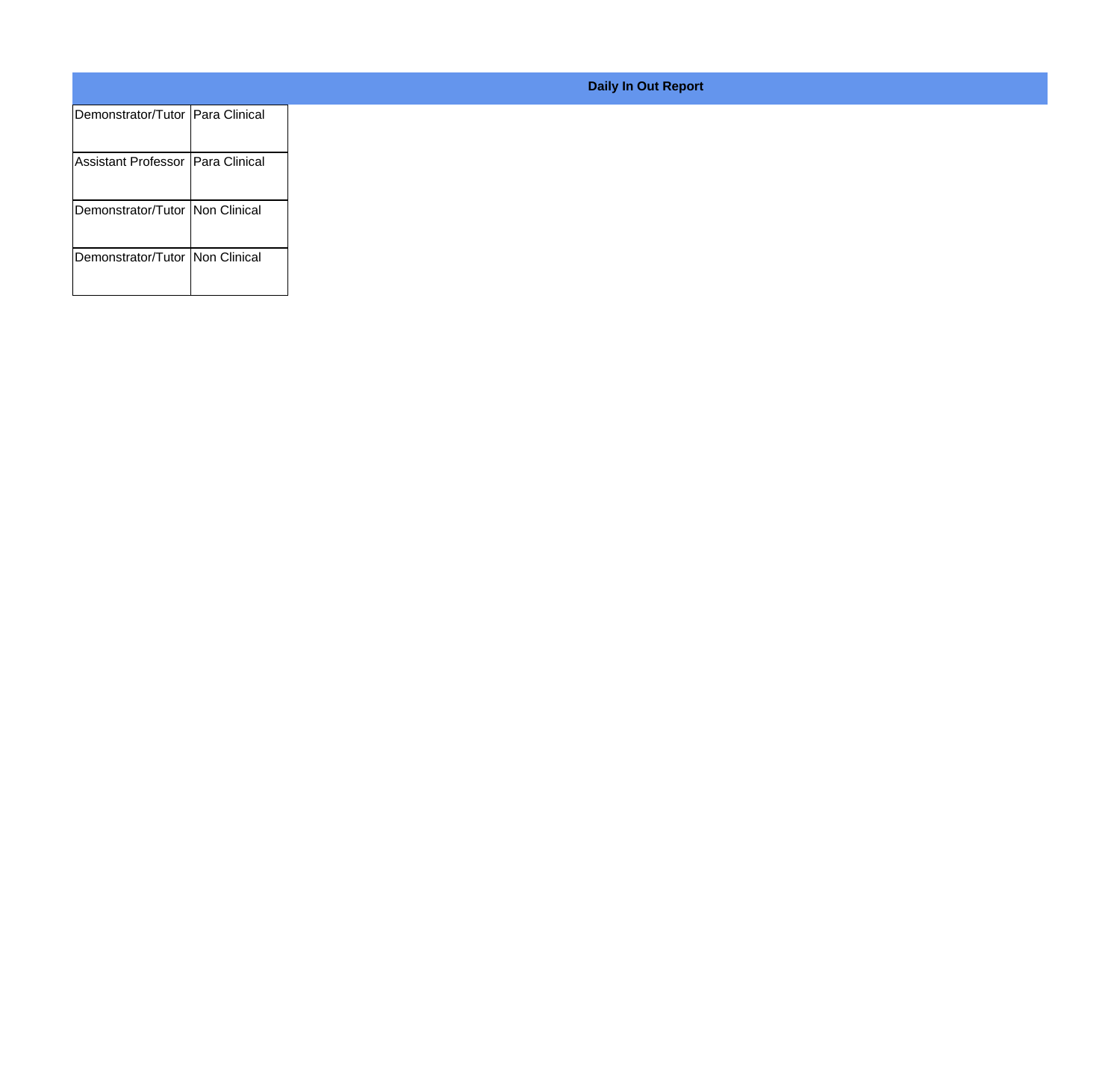**Daily In Out Report**

| | |
|---|---|
| Demonstrator/Tutor | Para Clinical |
| Assistant Professor | Para Clinical |
| Demonstrator/Tutor | Non Clinical |
| Demonstrator/Tutor | Non Clinical |